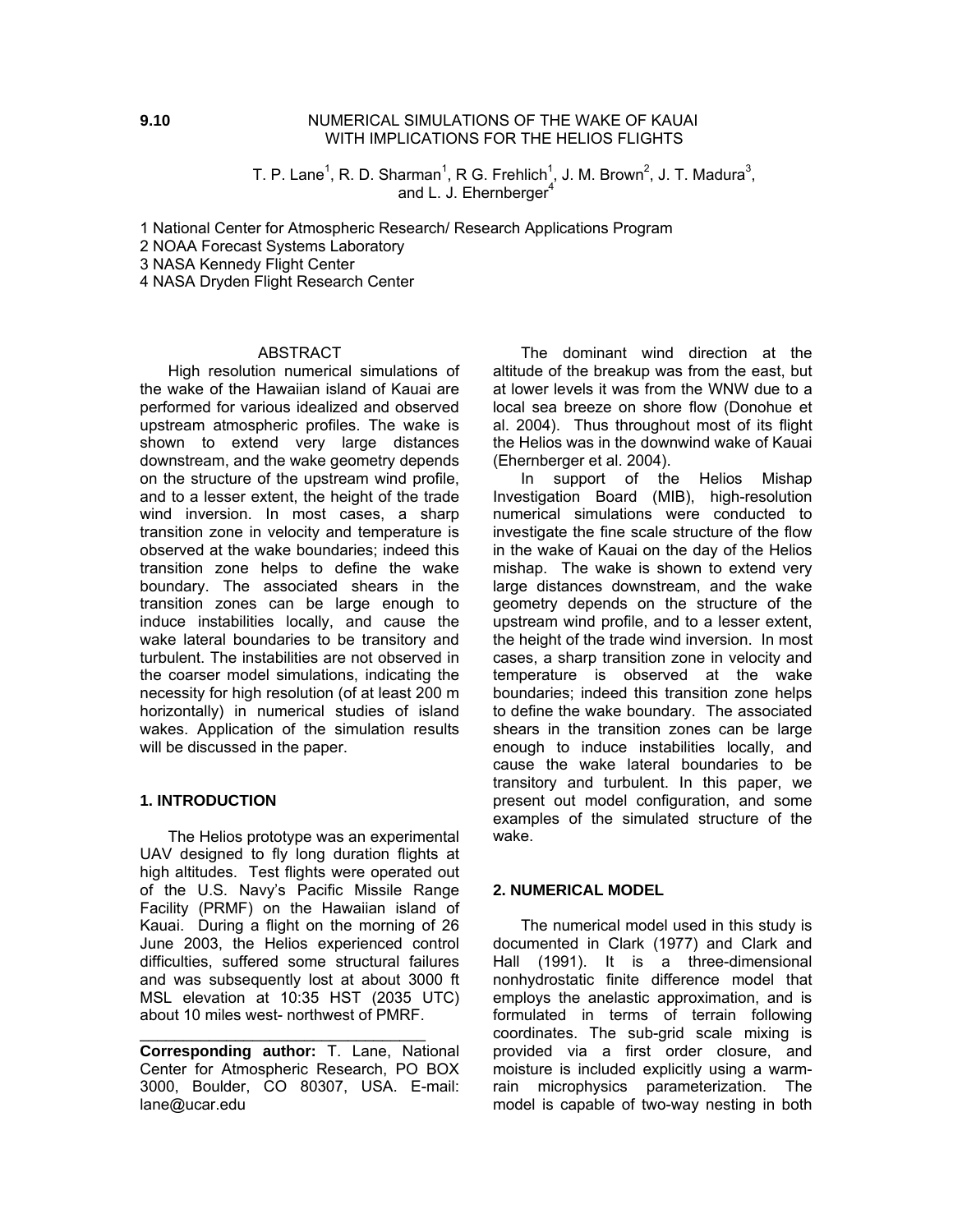**9.10**

# NUMERICAL SIMULATIONS OF THE WAKE OF KAUAI WITH IMPLICATIONS FOR THE HELIOS FLIGHTS

T. P. Lane[1], R. D. Sharman[1], R G. Frehlich[1], J. M. Brown[2], J. T. Madura[3], and L. J. Ehernberger[4]

1 National Center for Atmospheric Research/ Research Applications Program
2 NOAA Forecast Systems Laboratory
3 NASA Kennedy Flight Center
4 NASA Dryden Flight Research Center

## ABSTRACT

High resolution numerical simulations of the wake of the Hawaiian island of Kauai are performed for various idealized and observed upstream atmospheric profiles. The wake is shown to extend very large distances downstream, and the wake geometry depends on the structure of the upstream wind profile, and to a lesser extent, the height of the trade wind inversion. In most cases, a sharp transition zone in velocity and temperature is observed at the wake boundaries; indeed this transition zone helps to define the wake boundary. The associated shears in the transition zones can be large enough to induce instabilities locally, and cause the wake lateral boundaries to be transitory and turbulent. The instabilities are not observed in the coarser model simulations, indicating the necessity for high resolution (of at least 200 m horizontally) in numerical studies of island wakes. Application of the simulation results will be discussed in the paper.

## 1. INTRODUCTION

The Helios prototype was an experimental UAV designed to fly long duration flights at high altitudes. Test flights were operated out of the U.S. Navy's Pacific Missile Range Facility (PRMF) on the Hawaiian island of Kauai. During a flight on the morning of 26 June 2003, the Helios experienced control difficulties, suffered some structural failures and was subsequently lost at about 3000 ft MSL elevation at 10:35 HST (2035 UTC) about 10 miles west- northwest of PMRF.

---

**Corresponding author:** T. Lane, National Center for Atmospheric Research, PO BOX 3000, Boulder, CO 80307, USA. E-mail: lane@ucar.edu

The dominant wind direction at the altitude of the breakup was from the east, but at lower levels it was from the WNW due to a local sea breeze on shore flow (Donohue et al. 2004). Thus throughout most of its flight the Helios was in the downwind wake of Kauai (Ehernberger et al. 2004).

In support of the Helios Mishap Investigation Board (MIB), high-resolution numerical simulations were conducted to investigate the fine scale structure of the flow in the wake of Kauai on the day of the Helios mishap. The wake is shown to extend very large distances downstream, and the wake geometry depends on the structure of the upstream wind profile, and to a lesser extent, the height of the trade wind inversion. In most cases, a sharp transition zone in velocity and temperature is observed at the wake boundaries; indeed this transition zone helps to define the wake boundary. The associated shears in the transition zones can be large enough to induce instabilities locally, and cause the wake lateral boundaries to be transitory and turbulent. In this paper, we present out model configuration, and some examples of the simulated structure of the wake.

## 2. NUMERICAL MODEL

The numerical model used in this study is documented in Clark (1977) and Clark and Hall (1991). It is a three-dimensional nonhydrostatic finite difference model that employs the anelastic approximation, and is formulated in terms of terrain following coordinates. The sub-grid scale mixing is provided via a first order closure, and moisture is included explicitly using a warm-rain microphysics parameterization. The model is capable of two-way nesting in both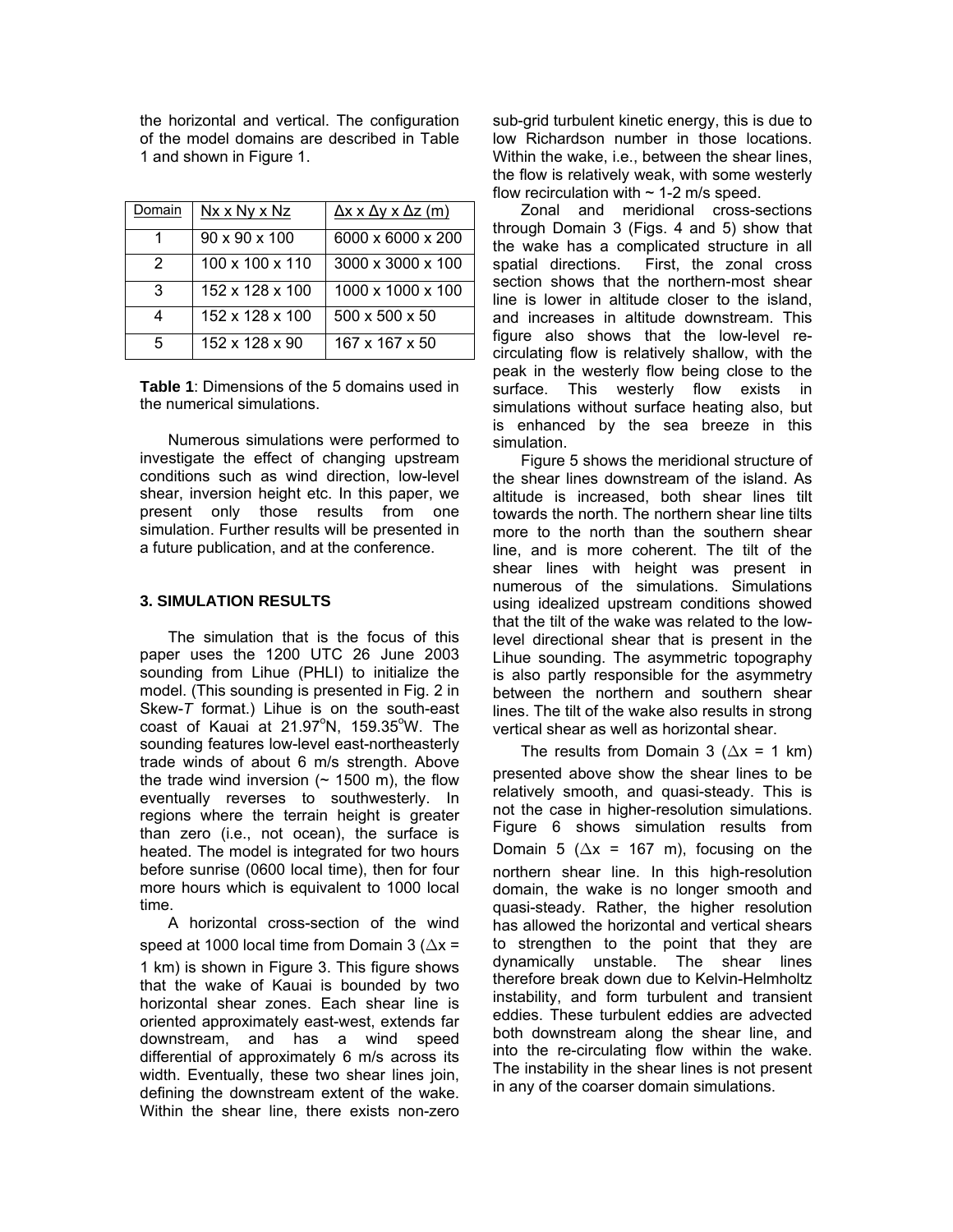the horizontal and vertical. The configuration of the model domains are described in Table 1 and shown in Figure 1.

| Domain | Nx x Ny x Nz | Δx x Δy x Δz (m) |
|---|---|---|
| 1 | 90 x 90 x 100 | 6000 x 6000 x 200 |
| 2 | 100 x 100 x 110 | 3000 x 3000 x 100 |
| 3 | 152 x 128 x 100 | 1000 x 1000 x 100 |
| 4 | 152 x 128 x 100 | 500 x 500 x 50 |
| 5 | 152 x 128 x 90 | 167 x 167 x 50 |

**Table 1**: Dimensions of the 5 domains used in the numerical simulations.

Numerous simulations were performed to investigate the effect of changing upstream conditions such as wind direction, low-level shear, inversion height etc. In this paper, we present only those results from one simulation. Further results will be presented in a future publication, and at the conference.

### 3. SIMULATION RESULTS

The simulation that is the focus of this paper uses the 1200 UTC 26 June 2003 sounding from Lihue (PHLI) to initialize the model. (This sounding is presented in Fig. 2 in Skew-*T* format.) Lihue is on the south-east coast of Kauai at 21.97°N, 159.35°W. The sounding features low-level east-northeasterly trade winds of about 6 m/s strength. Above the trade wind inversion (~ 1500 m), the flow eventually reverses to southwesterly. In regions where the terrain height is greater than zero (i.e., not ocean), the surface is heated. The model is integrated for two hours before sunrise (0600 local time), then for four more hours which is equivalent to 1000 local time.

A horizontal cross-section of the wind speed at 1000 local time from Domain 3 ($\Delta x$ = 1 km) is shown in Figure 3. This figure shows that the wake of Kauai is bounded by two horizontal shear zones. Each shear line is oriented approximately east-west, extends far downstream, and has a wind speed differential of approximately 6 m/s across its width. Eventually, these two shear lines join, defining the downstream extent of the wake. Within the shear line, there exists non-zero sub-grid turbulent kinetic energy, this is due to low Richardson number in those locations. Within the wake, i.e., between the shear lines, the flow is relatively weak, with some westerly flow recirculation with ~ 1-2 m/s speed.

Zonal and meridional cross-sections through Domain 3 (Figs. 4 and 5) show that the wake has a complicated structure in all spatial directions. First, the zonal cross section shows that the northern-most shear line is lower in altitude closer to the island, and increases in altitude downstream. This figure also shows that the low-level re-circulating flow is relatively shallow, with the peak in the westerly flow being close to the surface. This westerly flow exists in simulations without surface heating also, but is enhanced by the sea breeze in this simulation.

Figure 5 shows the meridional structure of the shear lines downstream of the island. As altitude is increased, both shear lines tilt towards the north. The northern shear line tilts more to the north than the southern shear line, and is more coherent. The tilt of the shear lines with height was present in numerous of the simulations. Simulations using idealized upstream conditions showed that the tilt of the wake was related to the low-level directional shear that is present in the Lihue sounding. The asymmetric topography is also partly responsible for the asymmetry between the northern and southern shear lines. The tilt of the wake also results in strong vertical shear as well as horizontal shear.

The results from Domain 3 ($\Delta x$ = 1 km) presented above show the shear lines to be relatively smooth, and quasi-steady. This is not the case in higher-resolution simulations. Figure 6 shows simulation results from Domain 5 ($\Delta x$ = 167 m), focusing on the northern shear line. In this high-resolution domain, the wake is no longer smooth and quasi-steady. Rather, the higher resolution has allowed the horizontal and vertical shears to strengthen to the point that they are dynamically unstable. The shear lines therefore break down due to Kelvin-Helmholtz instability, and form turbulent and transient eddies. These turbulent eddies are advected both downstream along the shear line, and into the re-circulating flow within the wake. The instability in the shear lines is not present in any of the coarser domain simulations.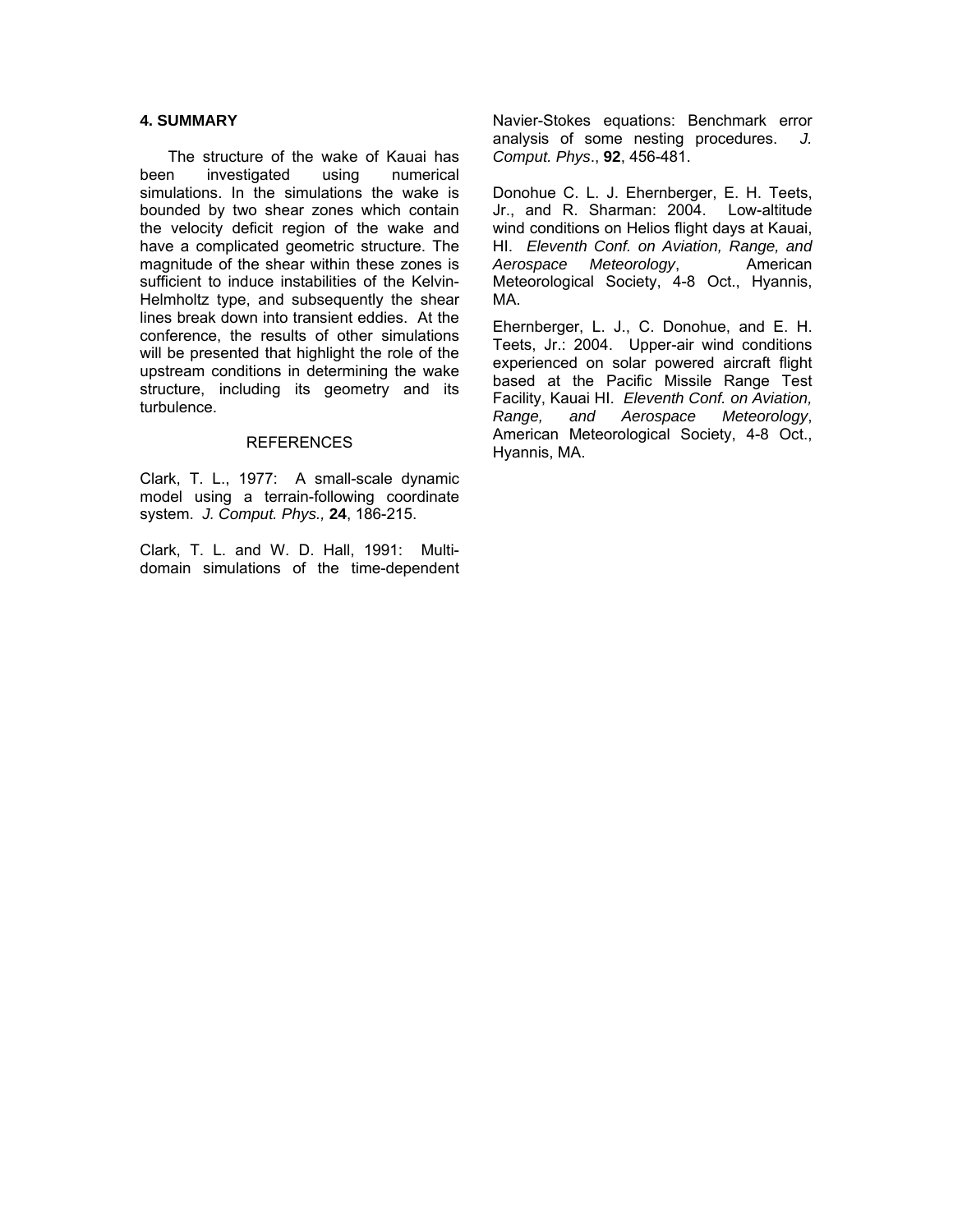## 4. SUMMARY

The structure of the wake of Kauai has been investigated using numerical simulations. In the simulations the wake is bounded by two shear zones which contain the velocity deficit region of the wake and have a complicated geometric structure. The magnitude of the shear within these zones is sufficient to induce instabilities of the Kelvin-Helmholtz type, and subsequently the shear lines break down into transient eddies. At the conference, the results of other simulations will be presented that highlight the role of the upstream conditions in determining the wake structure, including its geometry and its turbulence.

## REFERENCES

Clark, T. L., 1977: A small-scale dynamic model using a terrain-following coordinate system. *J. Comput. Phys.,* **24**, 186-215.

Clark, T. L. and W. D. Hall, 1991: Multi-domain simulations of the time-dependent Navier-Stokes equations: Benchmark error analysis of some nesting procedures. *J. Comput. Phys*., **92**, 456-481.

Donohue C. L. J. Ehernberger, E. H. Teets, Jr., and R. Sharman: 2004. Low-altitude wind conditions on Helios flight days at Kauai, HI. *Eleventh Conf. on Aviation, Range, and Aerospace Meteorology*, American Meteorological Society, 4-8 Oct., Hyannis, MA.

Ehernberger, L. J., C. Donohue, and E. H. Teets, Jr.: 2004. Upper-air wind conditions experienced on solar powered aircraft flight based at the Pacific Missile Range Test Facility, Kauai HI. *Eleventh Conf. on Aviation, Range, and Aerospace Meteorology*, American Meteorological Society, 4-8 Oct., Hyannis, MA.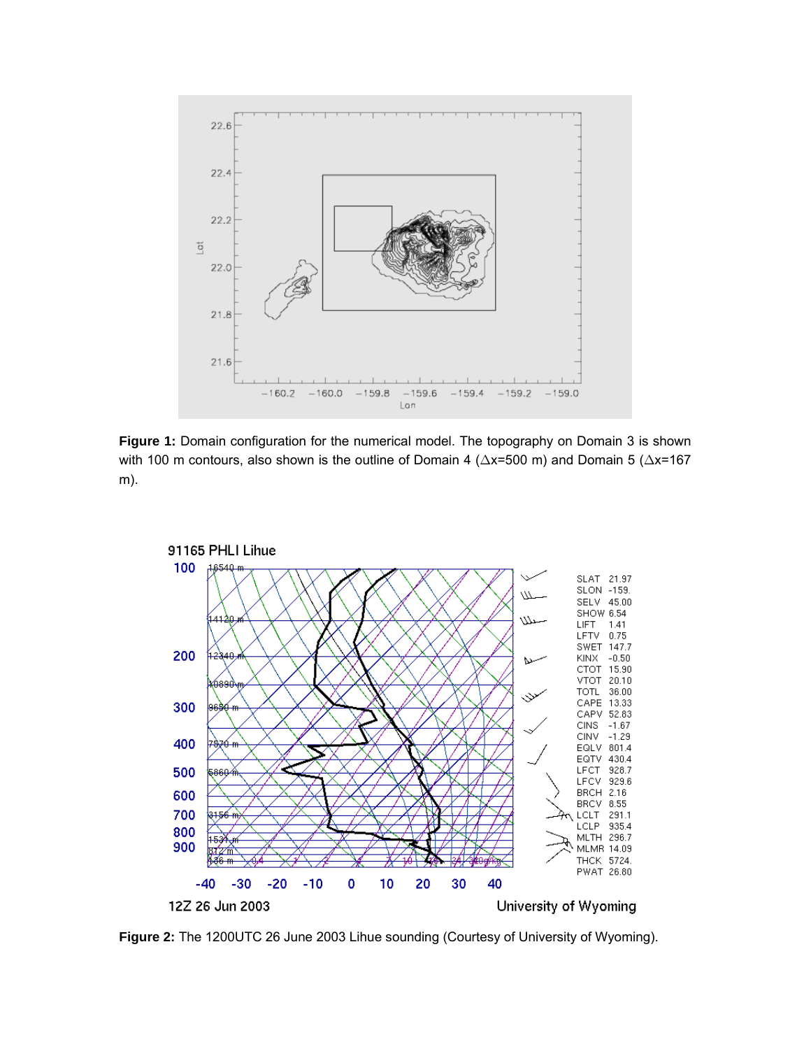**Figure 1:** Domain configuration for the numerical model. The topography on Domain 3 is shown with 100 m contours, also shown is the outline of Domain 4 ($\triangle$x=500 m) and Domain 5 ($\triangle$x=167 m).

**Figure 2:** The 1200UTC 26 June 2003 Lihue sounding (Courtesy of University of Wyoming).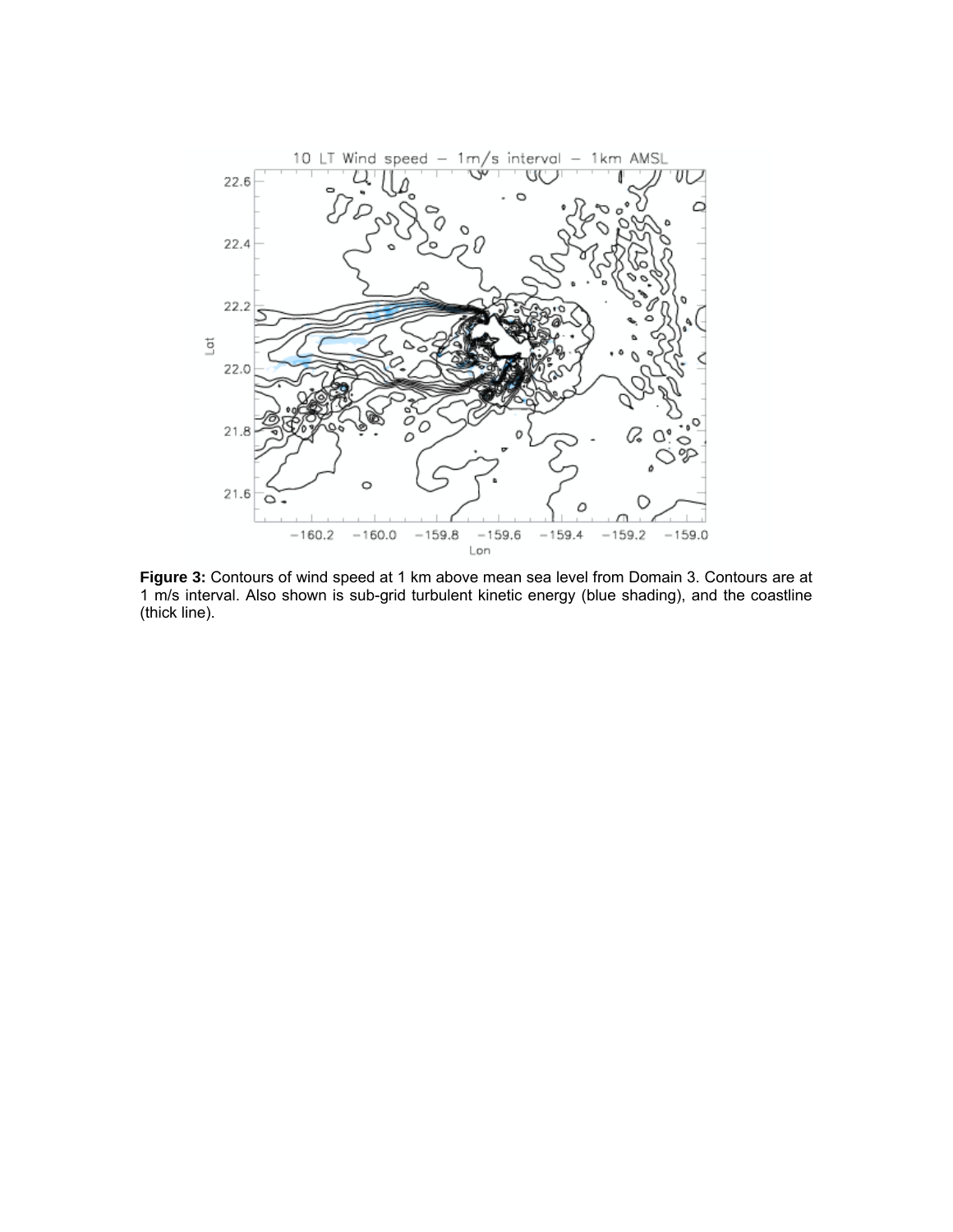**Figure 3:** Contours of wind speed at 1 km above mean sea level from Domain 3. Contours are at 1 m/s interval. Also shown is sub-grid turbulent kinetic energy (blue shading), and the coastline (thick line).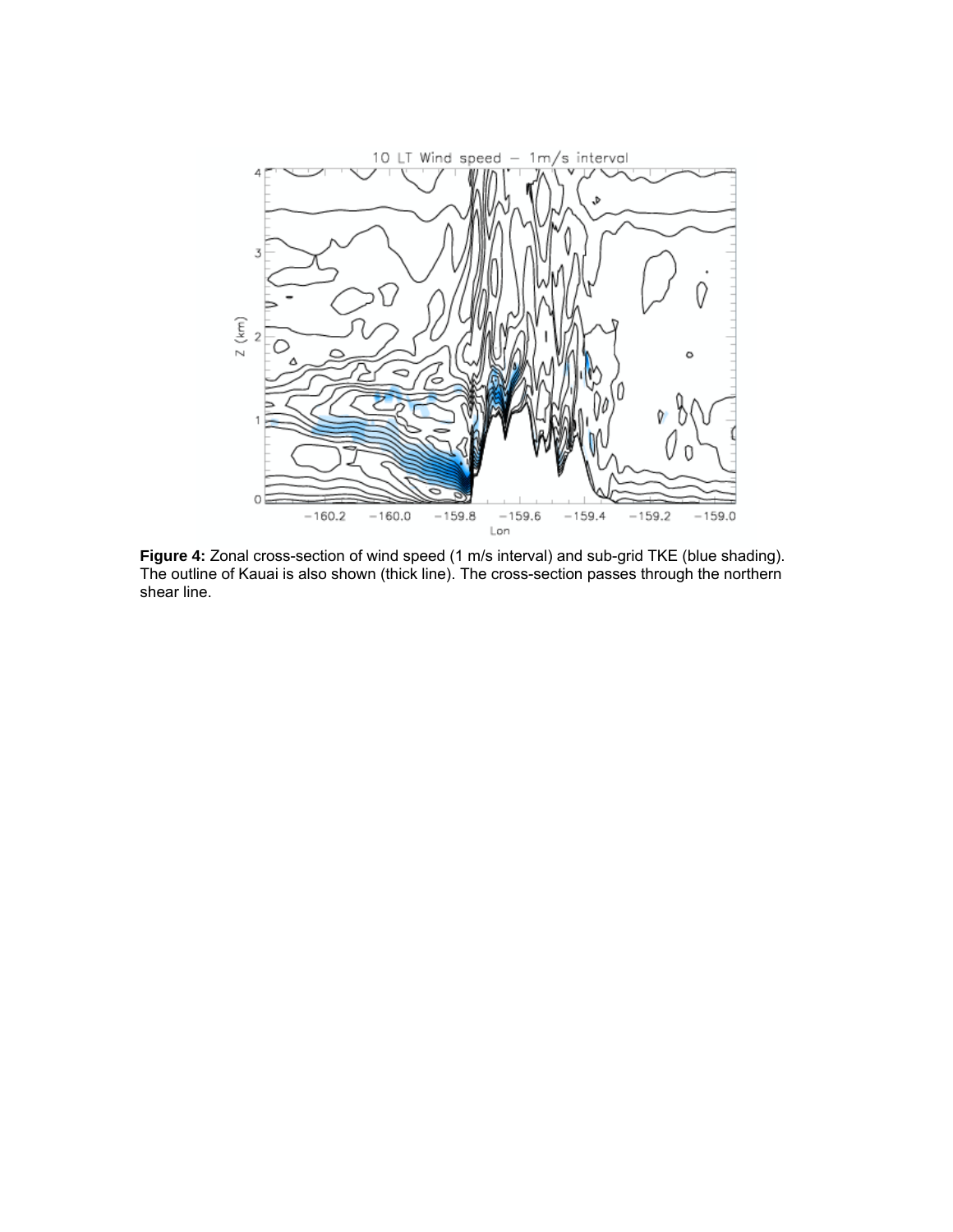**Figure 4:** Zonal cross-section of wind speed (1 m/s interval) and sub-grid TKE (blue shading). The outline of Kauai is also shown (thick line). The cross-section passes through the northern shear line.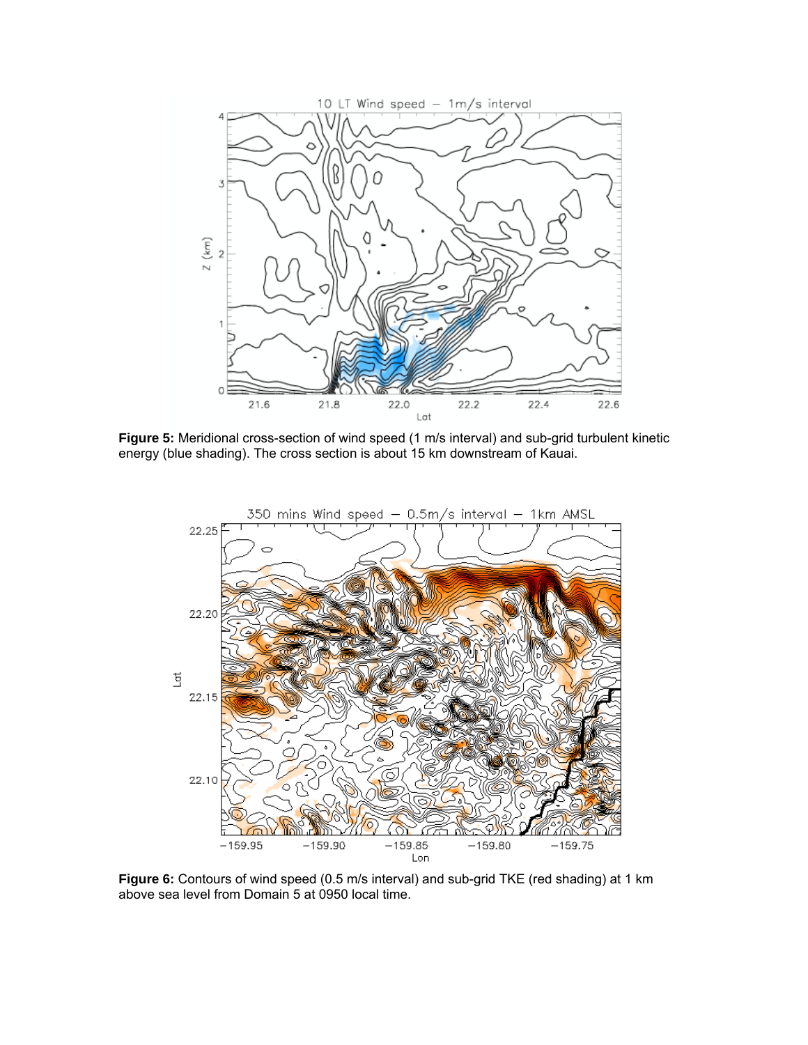10 LT Wind speed – 1m/s interval

Z (km)

4
3
2
1
0

21.6 21.8 22.0 22.2 22.4 22.6

Lat

**Figure 5:** Meridional cross-section of wind speed (1 m/s interval) and sub-grid turbulent kinetic energy (blue shading). The cross section is about 15 km downstream of Kauai.

350 mins Wind speed – 0.5m/s interval – 1km AMSL

Lat

22.25
22.20
22.15
22.10

–159.95 –159.90 –159.85 –159.80 –159.75

Lon

**Figure 6:** Contours of wind speed (0.5 m/s interval) and sub-grid TKE (red shading) at 1 km above sea level from Domain 5 at 0950 local time.